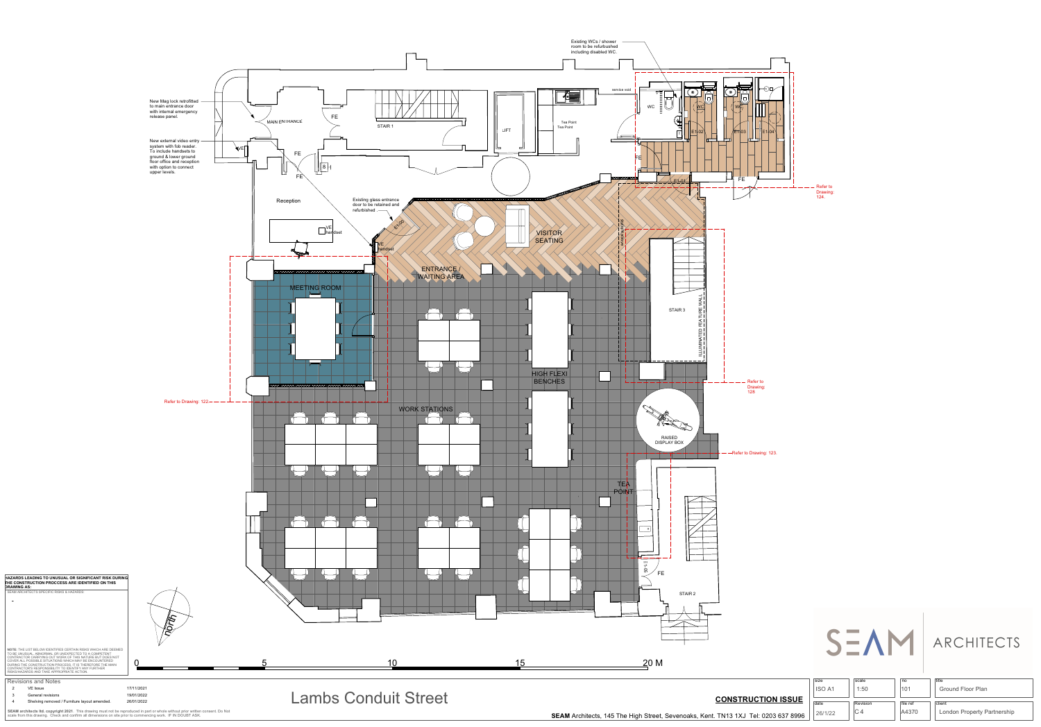Existing WCs / shower room to be refurbished including disabled WC.

New Mag lock retrofitted to main entrance door with internal emergency release panel.

New external video entry system with fob reader. To include handsets to ground & lower ground floor office and reception with option to connect upper levels.

Existing glass entrance door to be retained and refurbished

MAIN ENTRANCE

STAIR 1

LIFT

Tea Point

service void

WC

Reception

VE handset

VISITOR SEATING

ENTRANCE / WAITING AREA

MEETING ROOM

STAIR 3

ILLUMINATED FEATURE WALL

HIGH FLEXI BENCHES

WORK STATIONS

RAISED DISPLAY BOX

TEA POINT

STAIR 2

Refer to Drawing: 124.

Refer to Drawing: 128

Refer to Drawing: 123.

Refer to Drawing: 122

north

0 5 10 15 20 M

**HAZARDS LEADING TO UNUSUAL OR SIGNIFICANT RISK DURING THE CONSTRUCTION PROCCESS ARE IDENTIFIED ON THIS DRAWING AS:**

SEAM ARCHITECTS SPECIFIC RISKS & HAZARDS

-

**NOTE:** THE LIST BELOW IDENTIFIES CERTAIN RISKS WHICH ARE DEEMED TO BE UNUSUAL, ABNORMAL OR UNEXPECTED TO A COMPETENT CONTRACTOR CARRYING OUT WORK OF THIS NATURE BUT DOES NOT COVER ALL POSSIBLE SITUATIONS WHICH MAY BE ENCOUNTERED DURING THE CONSTRUCTION PROCESS. IT IS THEREFORE THE MAIN CONTRACTOR'S RESPONSIBILITY TO IDENTIFY ANY FURTHER RISKS/HAZARDS AND TAKE APPROPRIATE ACTION.

Revisions and Notes

| | | |
|---|---|---|
| 2 | VE Issue | 17/11/2021 |
| 3 | General revisions | 19/01/2022 |
| 4 | Shelving removed / Furniture layout amended. | 26/01/2022 |

**SEAM architects ltd. copyright 2021.** This drawing must not be reproduced in part or whole without prior written consent. Do Not scale from this drawing. Check and confirm all dimensions on site prior to commencing work. IF IN DOUBT ASK.

# Lambs Conduit Street

**CONSTRUCTION ISSUE**

**SEAM** Architects, 145 The High Street, Sevenoaks, Kent. TN13 1XJ Tel: 0203 637 8996

SEAM ARCHITECTS

| size | scale | no | title |
|---|---|---|---|
| ISO A1 | 1:50 | 101 | Ground Floor Plan |
| **date** | **Revision** | **file ref** | **client** |
| 26/1/22 | C4 | A4370 | London Property Partnership |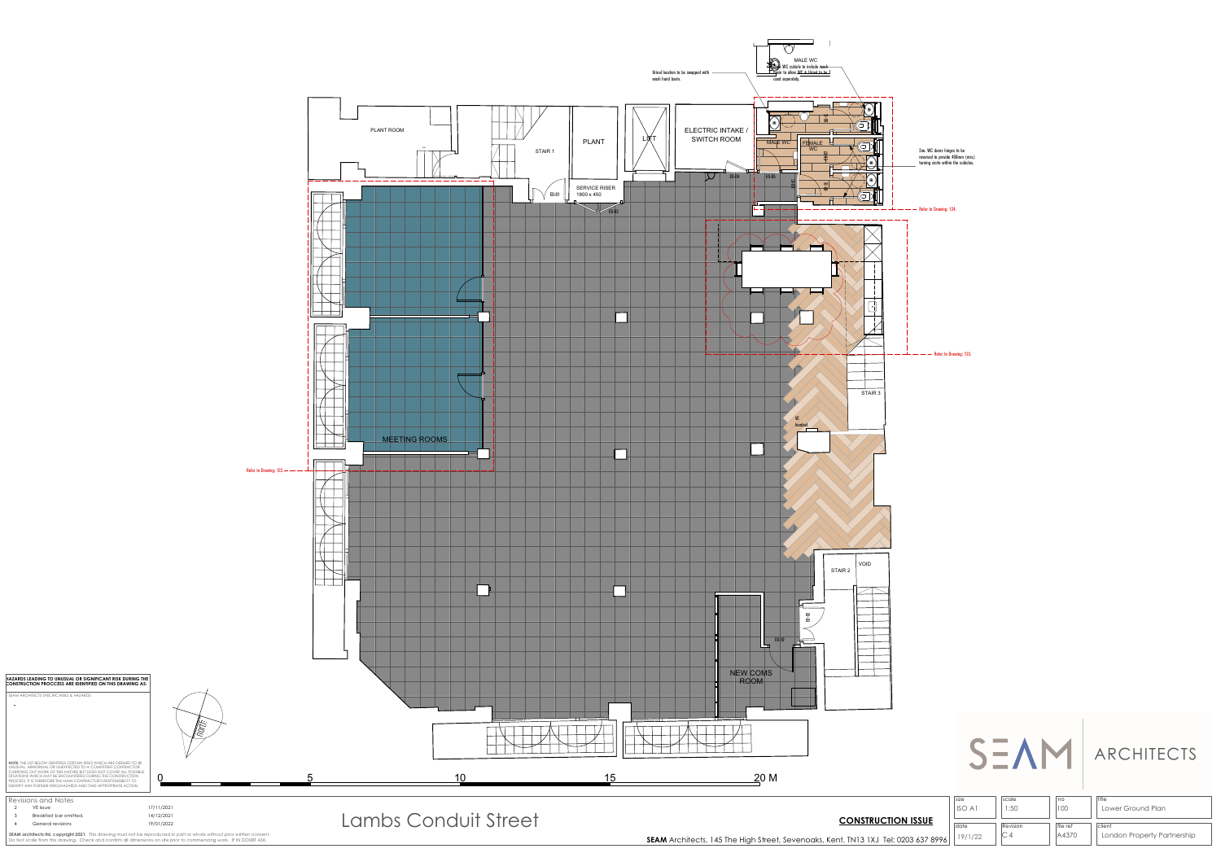PLANT ROOM

STAIR 1

PLANT

LIFT

ELECTRIC INTAKE / SWITCH ROOM

SERVICE RISER 1600 x 450

Urinal location to be swapped with wash hand basin.

MALE WC

WC cubicle to include wash basin to allow WC & Urinal to be used separately.

MALE WC

FEMALE WC

2no. WC doors hinges to be reversed to provide 450mm (min.) turning circle within the cubicles.

Refer to Drawing: 124.

Refer to Drawing: 123.

Refer to Drawing: 122

MEETING ROOMS

STAIR 3

VE handset

STAIR 2

VOID

NEW COMS ROOM

NORTH

0 5 10 15 20 M

**HAZARDS LEADING TO UNUSUAL OR SIGNIFICANT RISK DURING THE CONSTRUCTION PROCCESS ARE IDENTIFIED ON THIS DRAWING AS:**

SEAM ARCHITECTS SPECIFIC RISKS & HAZARDS

-

**NOTE** THE LIST BELOW IDENTIFIES CERTAIN RISKS WHICH ARE DEEMED TO BE UNUSUAL, ABNORMAL OR UNEXPECTED TO A COMPETENT CONTRACTOR CARRYING OUT WORK OF THIS NATURE BUT DOES NOT COVER ALL POSSIBLE SITUATIONS WHICH MAY BE ENCOUNTERED DURING THE CONSTRUCTION PROCESS. IT IS THEREFORE THE MAIN CONTRACTOR'S RESPONSIBILITY TO IDENTIFY ANY FURTHER RISKS/HAZARDS AND TAKE APPROPRIATE ACTION.

Revisions and Notes

| | | |
|---|---|---|
| 2 | VE Issue | 17/11/2021 |
| 3 | Breakfast bar omitted. | 14/12/2021 |
| 4 | General revisions | 19/01/2022 |

**SEAM architects ltd. copyright 2021.** This drawing must not be reproduced in part or whole without prior written consent. Do Not scale from this drawing. Check and confirm all dimensions on site prior to commencing work. IF IN DOUBT ASK.

Lambs Conduit Street

**CONSTRUCTION ISSUE**

**SEAM** Architects, 145 The High Street, Sevenoaks, Kent. TN13 1XJ Tel: 0203 637 8996

SEAM ARCHITECTS

| size | scale | no | title |
|---|---|---|---|
| ISO A1 | 1:50 | 100 | Lower Ground Plan |
| date | Revision | file ref | client |
| 19/1/22 | C4 | A4370 | London Property Partnership |